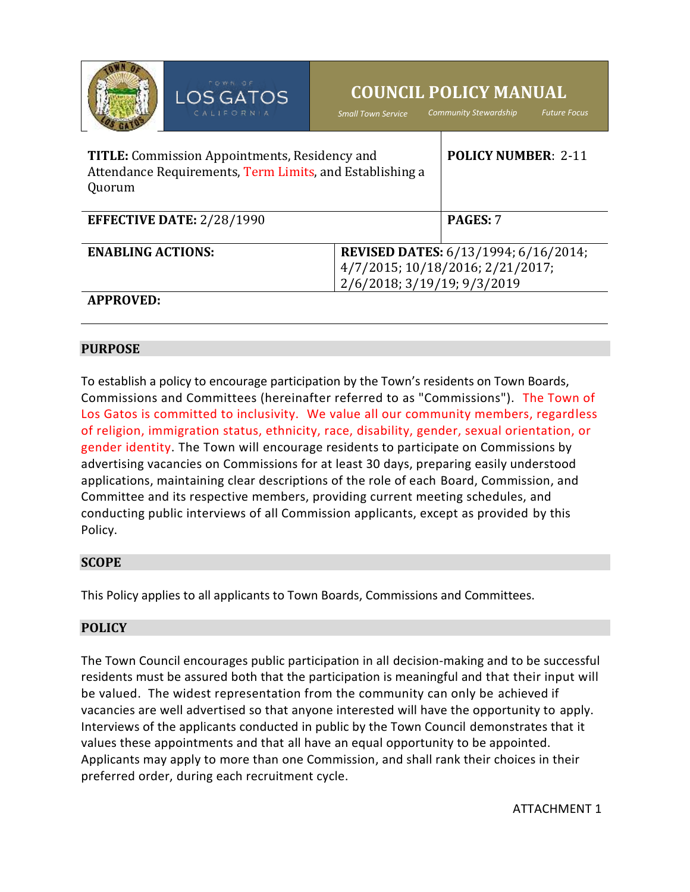# COUNCIL POLICY MANUAL

*Small Town Service* *Community Stewardship* *Future Focus*

| **TITLE:** Commission Appointments, Residency and Attendance Requirements, Term Limits, and Establishing a Quorum | **POLICY NUMBER**: 2-11 |
|---|---|
| **EFFECTIVE DATE:** 2/28/1990 | **PAGES:** 7 |
| **ENABLING ACTIONS:** | **REVISED DATES:** 6/13/1994; 6/16/2014; 4/7/2015; 10/18/2016; 2/21/2017; 2/6/2018; 3/19/19; 9/3/2019 |
| **APPROVED:** | |

## PURPOSE

To establish a policy to encourage participation by the Town's residents on Town Boards, Commissions and Committees (hereinafter referred to as "Commissions"). The Town of Los Gatos is committed to inclusivity. We value all our community members, regardless of religion, immigration status, ethnicity, race, disability, gender, sexual orientation, or gender identity. The Town will encourage residents to participate on Commissions by advertising vacancies on Commissions for at least 30 days, preparing easily understood applications, maintaining clear descriptions of the role of each Board, Commission, and Committee and its respective members, providing current meeting schedules, and conducting public interviews of all Commission applicants, except as provided by this Policy.

## SCOPE

This Policy applies to all applicants to Town Boards, Commissions and Committees.

## POLICY

The Town Council encourages public participation in all decision-making and to be successful residents must be assured both that the participation is meaningful and that their input will be valued. The widest representation from the community can only be achieved if vacancies are well advertised so that anyone interested will have the opportunity to apply. Interviews of the applicants conducted in public by the Town Council demonstrates that it values these appointments and that all have an equal opportunity to be appointed. Applicants may apply to more than one Commission, and shall rank their choices in their preferred order, during each recruitment cycle.

ATTACHMENT 1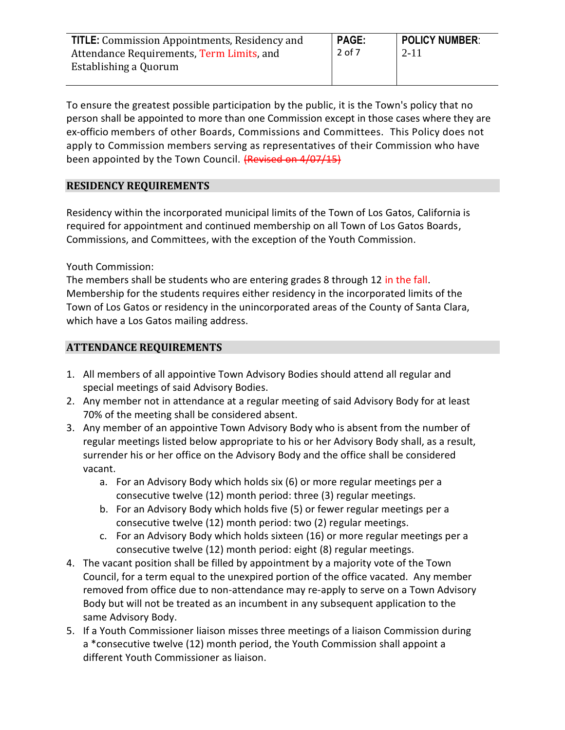To ensure the greatest possible participation by the public, it is the Town's policy that no person shall be appointed to more than one Commission except in those cases where they are ex-officio members of other Boards, Commissions and Committees. This Policy does not apply to Commission members serving as representatives of their Commission who have been appointed by the Town Council. ~~(Revised on 4/07/15)~~

## RESIDENCY REQUIREMENTS

Residency within the incorporated municipal limits of the Town of Los Gatos, California is required for appointment and continued membership on all Town of Los Gatos Boards, Commissions, and Committees, with the exception of the Youth Commission.

Youth Commission:
The members shall be students who are entering grades 8 through 12 in the fall. Membership for the students requires either residency in the incorporated limits of the Town of Los Gatos or residency in the unincorporated areas of the County of Santa Clara, which have a Los Gatos mailing address.

## ATTENDANCE REQUIREMENTS

1. All members of all appointive Town Advisory Bodies should attend all regular and special meetings of said Advisory Bodies.
2. Any member not in attendance at a regular meeting of said Advisory Body for at least 70% of the meeting shall be considered absent.
3. Any member of an appointive Town Advisory Body who is absent from the number of regular meetings listed below appropriate to his or her Advisory Body shall, as a result, surrender his or her office on the Advisory Body and the office shall be considered vacant.
    a. For an Advisory Body which holds six (6) or more regular meetings per a consecutive twelve (12) month period: three (3) regular meetings.
    b. For an Advisory Body which holds five (5) or fewer regular meetings per a consecutive twelve (12) month period: two (2) regular meetings.
    c. For an Advisory Body which holds sixteen (16) or more regular meetings per a consecutive twelve (12) month period: eight (8) regular meetings.
4. The vacant position shall be filled by appointment by a majority vote of the Town Council, for a term equal to the unexpired portion of the office vacated. Any member removed from office due to non-attendance may re-apply to serve on a Town Advisory Body but will not be treated as an incumbent in any subsequent application to the same Advisory Body.
5. If a Youth Commissioner liaison misses three meetings of a liaison Commission during a *consecutive twelve (12) month period, the Youth Commission shall appoint a different Youth Commissioner as liaison.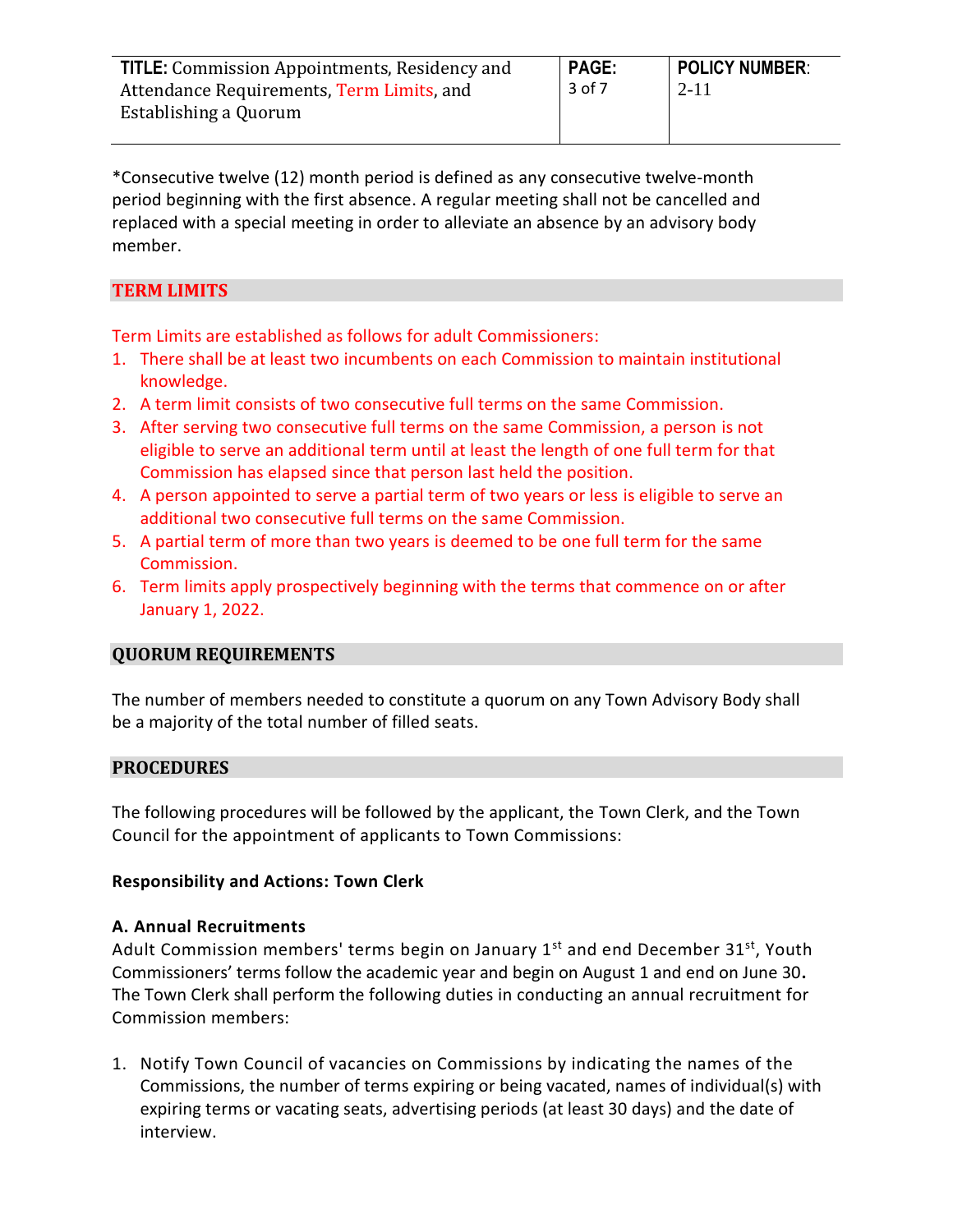*Consecutive twelve (12) month period is defined as any consecutive twelve-month period beginning with the first absence. A regular meeting shall not be cancelled and replaced with a special meeting in order to alleviate an absence by an advisory body member.

## TERM LIMITS

Term Limits are established as follows for adult Commissioners:

1. There shall be at least two incumbents on each Commission to maintain institutional knowledge.
2. A term limit consists of two consecutive full terms on the same Commission.
3. After serving two consecutive full terms on the same Commission, a person is not eligible to serve an additional term until at least the length of one full term for that Commission has elapsed since that person last held the position.
4. A person appointed to serve a partial term of two years or less is eligible to serve an additional two consecutive full terms on the same Commission.
5. A partial term of more than two years is deemed to be one full term for the same Commission.
6. Term limits apply prospectively beginning with the terms that commence on or after January 1, 2022.

## QUORUM REQUIREMENTS

The number of members needed to constitute a quorum on any Town Advisory Body shall be a majority of the total number of filled seats.

## PROCEDURES

The following procedures will be followed by the applicant, the Town Clerk, and the Town Council for the appointment of applicants to Town Commissions:

**Responsibility and Actions: Town Clerk**

**A. Annual Recruitments**

Adult Commission members' terms begin on January 1st and end December 31st, Youth Commissioners' terms follow the academic year and begin on August 1 and end on June 30. The Town Clerk shall perform the following duties in conducting an annual recruitment for Commission members:

1. Notify Town Council of vacancies on Commissions by indicating the names of the Commissions, the number of terms expiring or being vacated, names of individual(s) with expiring terms or vacating seats, advertising periods (at least 30 days) and the date of interview.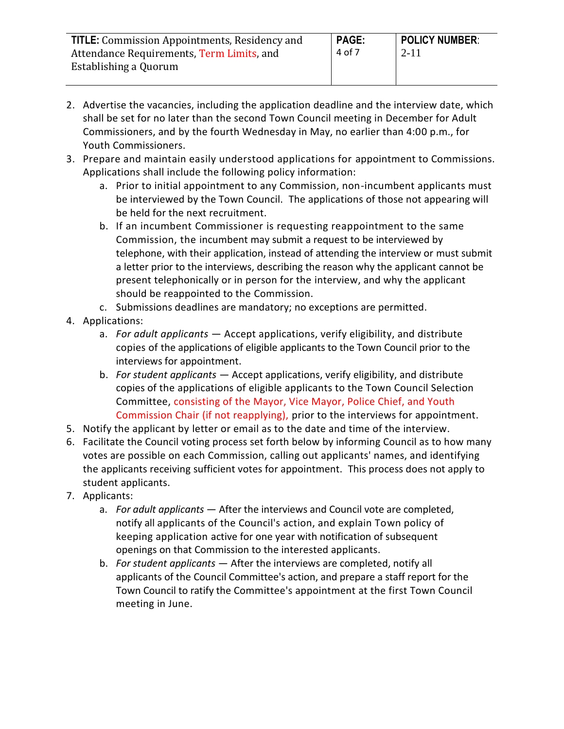2. Advertise the vacancies, including the application deadline and the interview date, which shall be set for no later than the second Town Council meeting in December for Adult Commissioners, and by the fourth Wednesday in May, no earlier than 4:00 p.m., for Youth Commissioners.
3. Prepare and maintain easily understood applications for appointment to Commissions. Applications shall include the following policy information:
    a. Prior to initial appointment to any Commission, non-incumbent applicants must be interviewed by the Town Council. The applications of those not appearing will be held for the next recruitment.
    b. If an incumbent Commissioner is requesting reappointment to the same Commission, the incumbent may submit a request to be interviewed by telephone, with their application, instead of attending the interview or must submit a letter prior to the interviews, describing the reason why the applicant cannot be present telephonically or in person for the interview, and why the applicant should be reappointed to the Commission.
    c. Submissions deadlines are mandatory; no exceptions are permitted.
4. Applications:
    a. *For adult applicants* — Accept applications, verify eligibility, and distribute copies of the applications of eligible applicants to the Town Council prior to the interviews for appointment.
    b. *For student applicants* — Accept applications, verify eligibility, and distribute copies of the applications of eligible applicants to the Town Council Selection Committee, consisting of the Mayor, Vice Mayor, Police Chief, and Youth Commission Chair (if not reapplying), prior to the interviews for appointment.
5. Notify the applicant by letter or email as to the date and time of the interview.
6. Facilitate the Council voting process set forth below by informing Council as to how many votes are possible on each Commission, calling out applicants' names, and identifying the applicants receiving sufficient votes for appointment. This process does not apply to student applicants.
7. Applicants:
    a. *For adult applicants* — After the interviews and Council vote are completed, notify all applicants of the Council's action, and explain Town policy of keeping application active for one year with notification of subsequent openings on that Commission to the interested applicants.
    b. *For student applicants* — After the interviews are completed, notify all applicants of the Council Committee's action, and prepare a staff report for the Town Council to ratify the Committee's appointment at the first Town Council meeting in June.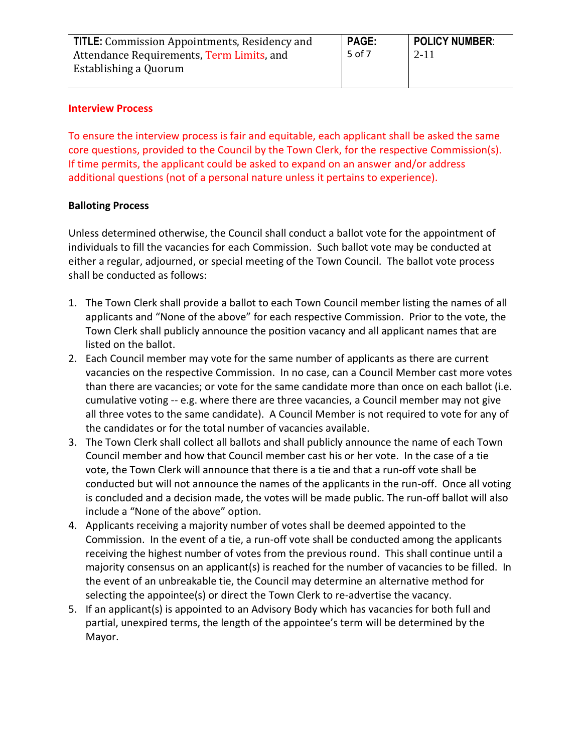### Interview Process

To ensure the interview process is fair and equitable, each applicant shall be asked the same core questions, provided to the Council by the Town Clerk, for the respective Commission(s). If time permits, the applicant could be asked to expand on an answer and/or address additional questions (not of a personal nature unless it pertains to experience).

### Balloting Process

Unless determined otherwise, the Council shall conduct a ballot vote for the appointment of individuals to fill the vacancies for each Commission. Such ballot vote may be conducted at either a regular, adjourned, or special meeting of the Town Council. The ballot vote process shall be conducted as follows:

1. The Town Clerk shall provide a ballot to each Town Council member listing the names of all applicants and "None of the above" for each respective Commission. Prior to the vote, the Town Clerk shall publicly announce the position vacancy and all applicant names that are listed on the ballot.
2. Each Council member may vote for the same number of applicants as there are current vacancies on the respective Commission. In no case, can a Council Member cast more votes than there are vacancies; or vote for the same candidate more than once on each ballot (i.e. cumulative voting -- e.g. where there are three vacancies, a Council member may not give all three votes to the same candidate). A Council Member is not required to vote for any of the candidates or for the total number of vacancies available.
3. The Town Clerk shall collect all ballots and shall publicly announce the name of each Town Council member and how that Council member cast his or her vote. In the case of a tie vote, the Town Clerk will announce that there is a tie and that a run-off vote shall be conducted but will not announce the names of the applicants in the run-off. Once all voting is concluded and a decision made, the votes will be made public. The run-off ballot will also include a "None of the above" option.
4. Applicants receiving a majority number of votes shall be deemed appointed to the Commission. In the event of a tie, a run-off vote shall be conducted among the applicants receiving the highest number of votes from the previous round. This shall continue until a majority consensus on an applicant(s) is reached for the number of vacancies to be filled. In the event of an unbreakable tie, the Council may determine an alternative method for selecting the appointee(s) or direct the Town Clerk to re-advertise the vacancy.
5. If an applicant(s) is appointed to an Advisory Body which has vacancies for both full and partial, unexpired terms, the length of the appointee's term will be determined by the Mayor.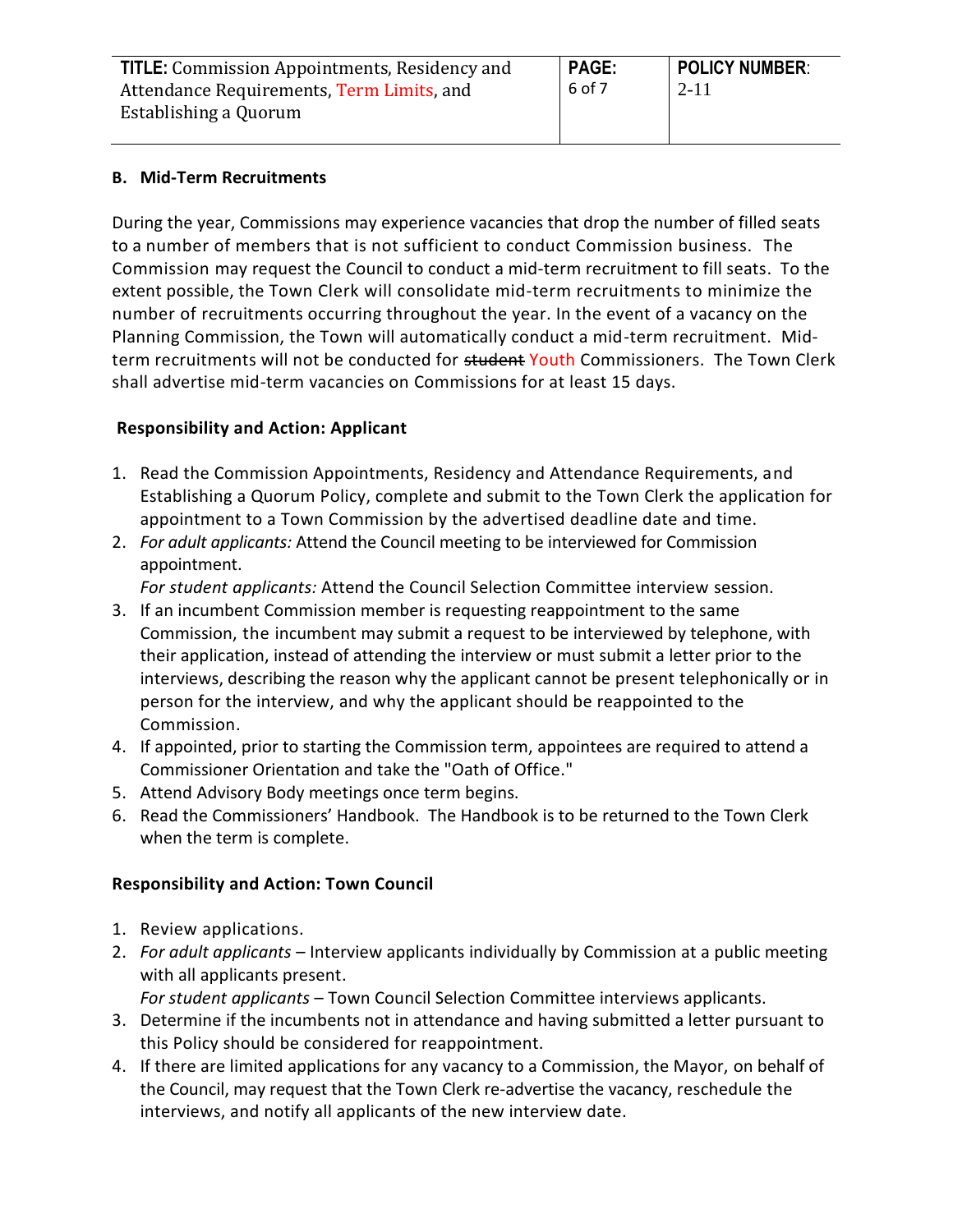## B. Mid-Term Recruitments

During the year, Commissions may experience vacancies that drop the number of filled seats to a number of members that is not sufficient to conduct Commission business. The Commission may request the Council to conduct a mid-term recruitment to fill seats. To the extent possible, the Town Clerk will consolidate mid-term recruitments to minimize the number of recruitments occurring throughout the year. In the event of a vacancy on the Planning Commission, the Town will automatically conduct a mid-term recruitment. Mid-term recruitments will not be conducted for ~~student~~ Youth Commissioners. The Town Clerk shall advertise mid-term vacancies on Commissions for at least 15 days.

**Responsibility and Action: Applicant**

1. Read the Commission Appointments, Residency and Attendance Requirements, and Establishing a Quorum Policy, complete and submit to the Town Clerk the application for appointment to a Town Commission by the advertised deadline date and time.
2. *For adult applicants:* Attend the Council meeting to be interviewed for Commission appointment.
   *For student applicants:* Attend the Council Selection Committee interview session.
3. If an incumbent Commission member is requesting reappointment to the same Commission, the incumbent may submit a request to be interviewed by telephone, with their application, instead of attending the interview or must submit a letter prior to the interviews, describing the reason why the applicant cannot be present telephonically or in person for the interview, and why the applicant should be reappointed to the Commission.
4. If appointed, prior to starting the Commission term, appointees are required to attend a Commissioner Orientation and take the "Oath of Office."
5. Attend Advisory Body meetings once term begins.
6. Read the Commissioners' Handbook. The Handbook is to be returned to the Town Clerk when the term is complete.

**Responsibility and Action: Town Council**

1. Review applications.
2. *For adult applicants* – Interview applicants individually by Commission at a public meeting with all applicants present.
   *For student applicants* – Town Council Selection Committee interviews applicants.
3. Determine if the incumbents not in attendance and having submitted a letter pursuant to this Policy should be considered for reappointment.
4. If there are limited applications for any vacancy to a Commission, the Mayor, on behalf of the Council, may request that the Town Clerk re-advertise the vacancy, reschedule the interviews, and notify all applicants of the new interview date.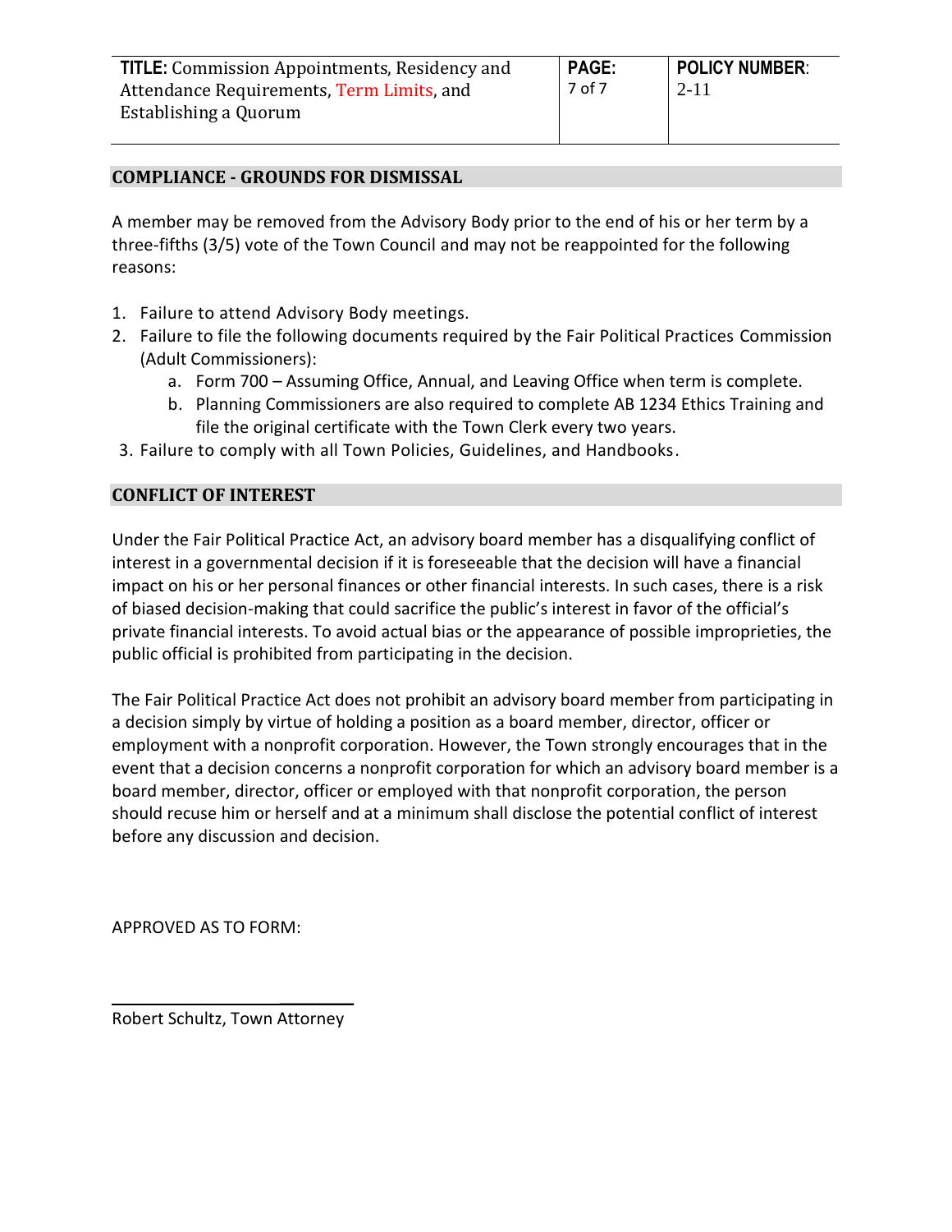## COMPLIANCE - GROUNDS FOR DISMISSAL

A member may be removed from the Advisory Body prior to the end of his or her term by a three-fifths (3/5) vote of the Town Council and may not be reappointed for the following reasons:

1. Failure to attend Advisory Body meetings.
2. Failure to file the following documents required by the Fair Political Practices Commission (Adult Commissioners):
   a. Form 700 – Assuming Office, Annual, and Leaving Office when term is complete.
   b. Planning Commissioners are also required to complete AB 1234 Ethics Training and file the original certificate with the Town Clerk every two years.
3. Failure to comply with all Town Policies, Guidelines, and Handbooks.

## CONFLICT OF INTEREST

Under the Fair Political Practice Act, an advisory board member has a disqualifying conflict of interest in a governmental decision if it is foreseeable that the decision will have a financial impact on his or her personal finances or other financial interests. In such cases, there is a risk of biased decision-making that could sacrifice the public's interest in favor of the official's private financial interests. To avoid actual bias or the appearance of possible improprieties, the public official is prohibited from participating in the decision.

The Fair Political Practice Act does not prohibit an advisory board member from participating in a decision simply by virtue of holding a position as a board member, director, officer or employment with a nonprofit corporation. However, the Town strongly encourages that in the event that a decision concerns a nonprofit corporation for which an advisory board member is a board member, director, officer or employed with that nonprofit corporation, the person should recuse him or herself and at a minimum shall disclose the potential conflict of interest before any discussion and decision.

APPROVED AS TO FORM:

\_\_\_\_\_\_\_\_\_\_\_\_\_\_\_\_\_\_\_\_\_\_\_\_

Robert Schultz, Town Attorney